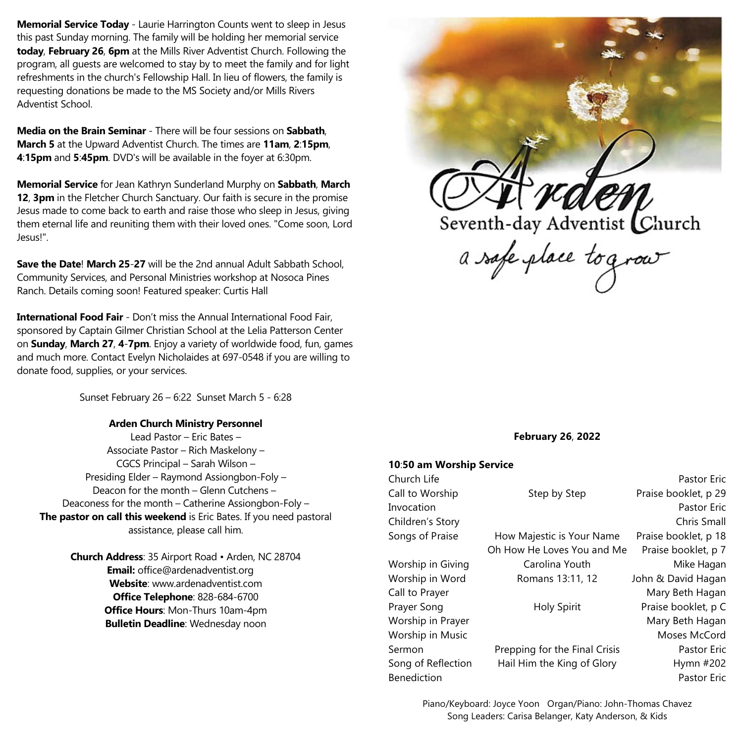**Memorial Service Today** - Laurie Harrington Counts went to sleep in Jesus this past Sunday morning. The family will be holding her memorial service **today**, **February 26**, **6pm** at the Mills River Adventist Church. Following the program, all guests are welcomed to stay by to meet the family and for light refreshments in the church's Fellowship Hall. In lieu of flowers, the family is requesting donations be made to the MS Society and/or Mills Rivers Adventist School.

**Media on the Brain Seminar** - There will be four sessions on **Sabbath**, **March 5** at the Upward Adventist Church. The times are **11am**, **2**:**15pm**, **4**:**15pm** and **5**:**45pm**. DVD's will be available in the foyer at 6:30pm.

**Memorial Service** for Jean Kathryn Sunderland Murphy on **Sabbath**, **March 12**, **3pm** in the Fletcher Church Sanctuary. Our faith is secure in the promise Jesus made to come back to earth and raise those who sleep in Jesus, giving them eternal life and reuniting them with their loved ones. "Come soon, Lord Jesus!".

**Save the Date**! **March 25**-**27** will be the 2nd annual Adult Sabbath School, Community Services, and Personal Ministries workshop at Nosoca Pines Ranch. Details coming soon! Featured speaker: Curtis Hall

**International Food Fair** - Don't miss the Annual International Food Fair, sponsored by Captain Gilmer Christian School at the Lelia Patterson Center on **Sunday**, **March 27**, **4**-**7pm**. Enjoy a variety of worldwide food, fun, games and much more. Contact Evelyn Nicholaides at 697-0548 if you are willing to donate food, supplies, or your services.

Sunset February 26 – 6:22 Sunset March 5 - 6:28

**Arden Church Ministry Personnel**

Lead Pastor – Eric Bates –
Associate Pastor – Rich Maskelony –
CGCS Principal – Sarah Wilson –
Presiding Elder – Raymond Assiongbon-Foly –
Deacon for the month – Glenn Cutchens –
Deaconess for the month – Catherine Assiongbon-Foly –
**The pastor on call this weekend** is Eric Bates. If you need pastoral assistance, please call him.

**Church Address**: 35 Airport Road • Arden, NC 28704
**Email:** office@ardenadventist.org
**Website**: www.ardenadventist.com
**Office Telephone**: 828-684-6700
**Office Hours**: Mon-Thurs 10am-4pm
**Bulletin Deadline**: Wednesday noon

# Arden
## Seventh-day Adventist Church
*a safe place to grow*

**February 26**, **2022**

**10**:**50 am Worship Service**

| | | |
|---|---|---|
| Church Life | | Pastor Eric |
| Call to Worship | Step by Step | Praise booklet, p 29 |
| Invocation | | Pastor Eric |
| Children's Story | | Chris Small |
| Songs of Praise | How Majestic is Your Name | Praise booklet, p 18 |
| | Oh How He Loves You and Me | Praise booklet, p 7 |
| Worship in Giving | Carolina Youth | Mike Hagan |
| Worship in Word | Romans 13:11, 12 | John & David Hagan |
| Call to Prayer | | Mary Beth Hagan |
| Prayer Song | Holy Spirit | Praise booklet, p C |
| Worship in Prayer | | Mary Beth Hagan |
| Worship in Music | | Moses McCord |
| Sermon | Prepping for the Final Crisis | Pastor Eric |
| Song of Reflection | Hail Him the King of Glory | Hymn #202 |
| Benediction | | Pastor Eric |

Piano/Keyboard: Joyce Yoon Organ/Piano: John-Thomas Chavez
Song Leaders: Carisa Belanger, Katy Anderson, & Kids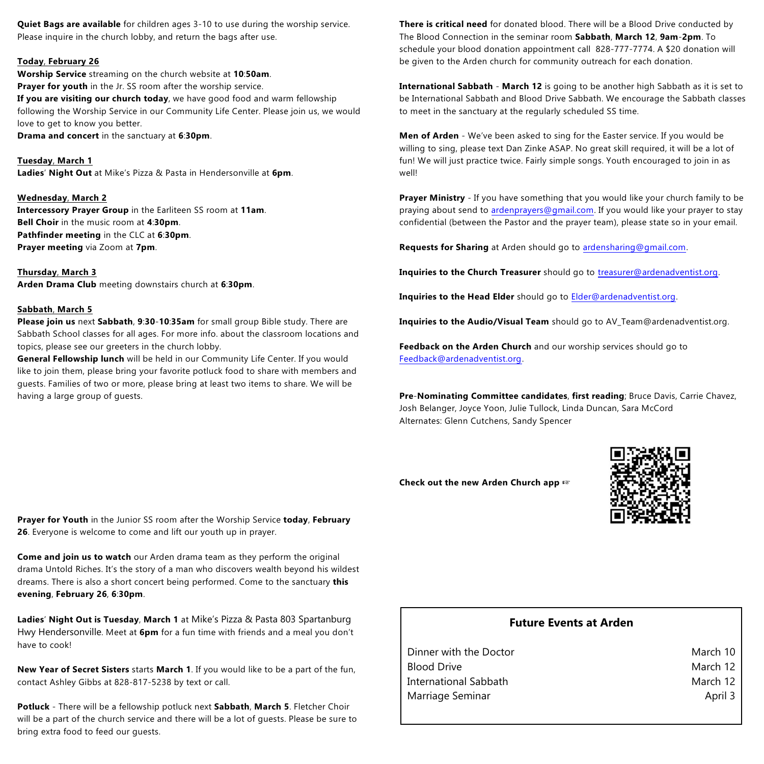**Quiet Bags are available** for children ages 3-10 to use during the worship service. Please inquire in the church lobby, and return the bags after use.

**Today, February 26**

**Worship Service** streaming on the church website at **10:50am**.
**Prayer for youth** in the Jr. SS room after the worship service.
**If you are visiting our church today**, we have good food and warm fellowship following the Worship Service in our Community Life Center. Please join us, we would love to get to know you better.
**Drama and concert** in the sanctuary at **6:30pm**.

**Tuesday, March 1**

**Ladies' Night Out** at Mike's Pizza & Pasta in Hendersonville at **6pm**.

**Wednesday, March 2**

**Intercessory Prayer Group** in the Earliteen SS room at **11am**.
**Bell Choir** in the music room at **4:30pm**.
**Pathfinder meeting** in the CLC at **6:30pm**.
**Prayer meeting** via Zoom at **7pm**.

**Thursday, March 3**

**Arden Drama Club** meeting downstairs church at **6:30pm**.

**Sabbath, March 5**

**Please join us** next **Sabbath**, **9:30-10:35am** for small group Bible study. There are Sabbath School classes for all ages. For more info. about the classroom locations and topics, please see our greeters in the church lobby.
**General Fellowship lunch** will be held in our Community Life Center. If you would like to join them, please bring your favorite potluck food to share with members and guests. Families of two or more, please bring at least two items to share. We will be having a large group of guests.

**Prayer for Youth** in the Junior SS room after the Worship Service **today**, **February 26**. Everyone is welcome to come and lift our youth up in prayer.

**Come and join us to watch** our Arden drama team as they perform the original drama Untold Riches. It's the story of a man who discovers wealth beyond his wildest dreams. There is also a short concert being performed. Come to the sanctuary **this evening**, **February 26**, **6:30pm**.

**Ladies' Night Out is Tuesday**, **March 1** at Mike's Pizza & Pasta 803 Spartanburg Hwy Hendersonville. Meet at **6pm** for a fun time with friends and a meal you don't have to cook!

**New Year of Secret Sisters** starts **March 1**. If you would like to be a part of the fun, contact Ashley Gibbs at 828-817-5238 by text or call.

**Potluck** - There will be a fellowship potluck next **Sabbath**, **March 5**. Fletcher Choir will be a part of the church service and there will be a lot of guests. Please be sure to bring extra food to feed our guests.

**There is critical need** for donated blood. There will be a Blood Drive conducted by The Blood Connection in the seminar room **Sabbath**, **March 12**, **9am-2pm**. To schedule your blood donation appointment call 828-777-7774. A $20 donation will be given to the Arden church for community outreach for each donation.

**International Sabbath** - **March 12** is going to be another high Sabbath as it is set to be International Sabbath and Blood Drive Sabbath. We encourage the Sabbath classes to meet in the sanctuary at the regularly scheduled SS time.

**Men of Arden** - We've been asked to sing for the Easter service. If you would be willing to sing, please text Dan Zinke ASAP. No great skill required, it will be a lot of fun! We will just practice twice. Fairly simple songs. Youth encouraged to join in as well!

**Prayer Ministry** - If you have something that you would like your church family to be praying about send to ardenprayers@gmail.com. If you would like your prayer to stay confidential (between the Pastor and the prayer team), please state so in your email.

**Requests for Sharing** at Arden should go to ardensharing@gmail.com.

**Inquiries to the Church Treasurer** should go to treasurer@ardenadventist.org.

**Inquiries to the Head Elder** should go to Elder@ardenadventist.org.

**Inquiries to the Audio/Visual Team** should go to AV_Team@ardenadventist.org.

**Feedback on the Arden Church** and our worship services should go to Feedback@ardenadventist.org.

**Pre-Nominating Committee candidates**, **first reading**; Bruce Davis, Carrie Chavez, Josh Belanger, Joyce Yoon, Julie Tullock, Linda Duncan, Sara McCord
Alternates: Glenn Cutchens, Sandy Spencer

**Check out the new Arden Church app** ☞

## Future Events at Arden

| | |
|---|---|
| Dinner with the Doctor | March 10 |
| Blood Drive | March 12 |
| International Sabbath | March 12 |
| Marriage Seminar | April 3 |